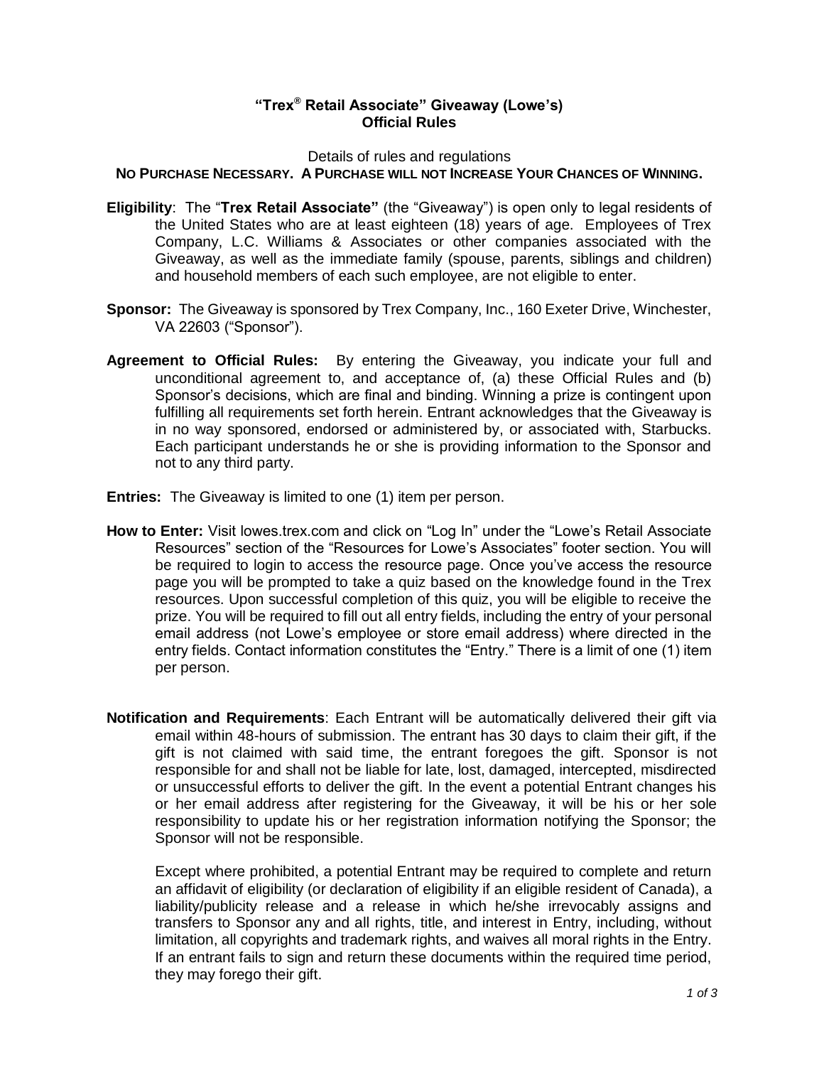# "Trex® Retail Associate" Giveaway (Lowe's)
## Official Rules

Details of rules and regulations

**NO PURCHASE NECESSARY. A PURCHASE WILL NOT INCREASE YOUR CHANCES OF WINNING.**

**Eligibility**: The "**Trex Retail Associate"** (the "Giveaway") is open only to legal residents of the United States who are at least eighteen (18) years of age. Employees of Trex Company, L.C. Williams & Associates or other companies associated with the Giveaway, as well as the immediate family (spouse, parents, siblings and children) and household members of each such employee, are not eligible to enter.

**Sponsor:** The Giveaway is sponsored by Trex Company, Inc., 160 Exeter Drive, Winchester, VA 22603 ("Sponsor").

**Agreement to Official Rules:** By entering the Giveaway, you indicate your full and unconditional agreement to, and acceptance of, (a) these Official Rules and (b) Sponsor's decisions, which are final and binding. Winning a prize is contingent upon fulfilling all requirements set forth herein. Entrant acknowledges that the Giveaway is in no way sponsored, endorsed or administered by, or associated with, Starbucks. Each participant understands he or she is providing information to the Sponsor and not to any third party.

**Entries:** The Giveaway is limited to one (1) item per person.

**How to Enter:** Visit lowes.trex.com and click on "Log In" under the "Lowe's Retail Associate Resources" section of the "Resources for Lowe's Associates" footer section. You will be required to login to access the resource page. Once you've access the resource page you will be prompted to take a quiz based on the knowledge found in the Trex resources. Upon successful completion of this quiz, you will be eligible to receive the prize. You will be required to fill out all entry fields, including the entry of your personal email address (not Lowe's employee or store email address) where directed in the entry fields. Contact information constitutes the "Entry." There is a limit of one (1) item per person.

**Notification and Requirements**: Each Entrant will be automatically delivered their gift via email within 48-hours of submission. The entrant has 30 days to claim their gift, if the gift is not claimed with said time, the entrant foregoes the gift. Sponsor is not responsible for and shall not be liable for late, lost, damaged, intercepted, misdirected or unsuccessful efforts to deliver the gift. In the event a potential Entrant changes his or her email address after registering for the Giveaway, it will be his or her sole responsibility to update his or her registration information notifying the Sponsor; the Sponsor will not be responsible.

Except where prohibited, a potential Entrant may be required to complete and return an affidavit of eligibility (or declaration of eligibility if an eligible resident of Canada), a liability/publicity release and a release in which he/she irrevocably assigns and transfers to Sponsor any and all rights, title, and interest in Entry, including, without limitation, all copyrights and trademark rights, and waives all moral rights in the Entry. If an entrant fails to sign and return these documents within the required time period, they may forego their gift.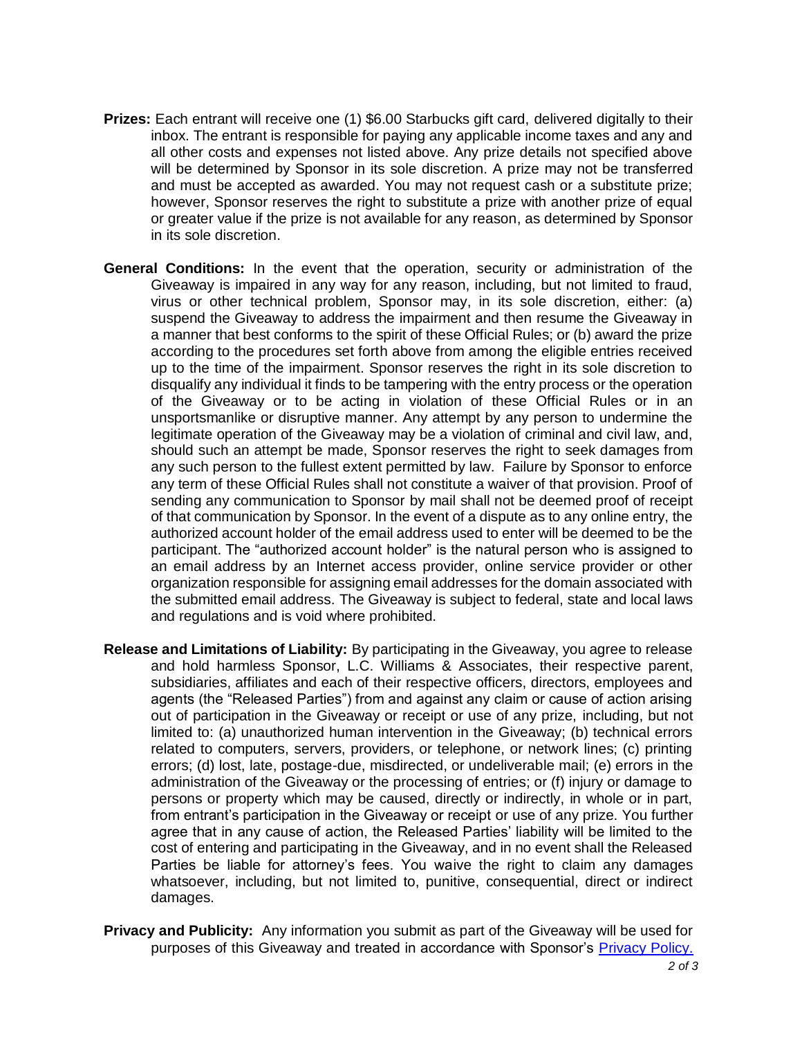**Prizes:** Each entrant will receive one (1) $6.00 Starbucks gift card, delivered digitally to their inbox. The entrant is responsible for paying any applicable income taxes and any and all other costs and expenses not listed above. Any prize details not specified above will be determined by Sponsor in its sole discretion. A prize may not be transferred and must be accepted as awarded. You may not request cash or a substitute prize; however, Sponsor reserves the right to substitute a prize with another prize of equal or greater value if the prize is not available for any reason, as determined by Sponsor in its sole discretion.

**General Conditions:** In the event that the operation, security or administration of the Giveaway is impaired in any way for any reason, including, but not limited to fraud, virus or other technical problem, Sponsor may, in its sole discretion, either: (a) suspend the Giveaway to address the impairment and then resume the Giveaway in a manner that best conforms to the spirit of these Official Rules; or (b) award the prize according to the procedures set forth above from among the eligible entries received up to the time of the impairment. Sponsor reserves the right in its sole discretion to disqualify any individual it finds to be tampering with the entry process or the operation of the Giveaway or to be acting in violation of these Official Rules or in an unsportsmanlike or disruptive manner. Any attempt by any person to undermine the legitimate operation of the Giveaway may be a violation of criminal and civil law, and, should such an attempt be made, Sponsor reserves the right to seek damages from any such person to the fullest extent permitted by law. Failure by Sponsor to enforce any term of these Official Rules shall not constitute a waiver of that provision. Proof of sending any communication to Sponsor by mail shall not be deemed proof of receipt of that communication by Sponsor. In the event of a dispute as to any online entry, the authorized account holder of the email address used to enter will be deemed to be the participant. The "authorized account holder" is the natural person who is assigned to an email address by an Internet access provider, online service provider or other organization responsible for assigning email addresses for the domain associated with the submitted email address. The Giveaway is subject to federal, state and local laws and regulations and is void where prohibited.

**Release and Limitations of Liability:** By participating in the Giveaway, you agree to release and hold harmless Sponsor, L.C. Williams & Associates, their respective parent, subsidiaries, affiliates and each of their respective officers, directors, employees and agents (the "Released Parties") from and against any claim or cause of action arising out of participation in the Giveaway or receipt or use of any prize, including, but not limited to: (a) unauthorized human intervention in the Giveaway; (b) technical errors related to computers, servers, providers, or telephone, or network lines; (c) printing errors; (d) lost, late, postage-due, misdirected, or undeliverable mail; (e) errors in the administration of the Giveaway or the processing of entries; or (f) injury or damage to persons or property which may be caused, directly or indirectly, in whole or in part, from entrant's participation in the Giveaway or receipt or use of any prize. You further agree that in any cause of action, the Released Parties' liability will be limited to the cost of entering and participating in the Giveaway, and in no event shall the Released Parties be liable for attorney's fees. You waive the right to claim any damages whatsoever, including, but not limited to, punitive, consequential, direct or indirect damages.

**Privacy and Publicity:** Any information you submit as part of the Giveaway will be used for purposes of this Giveaway and treated in accordance with Sponsor's Privacy Policy.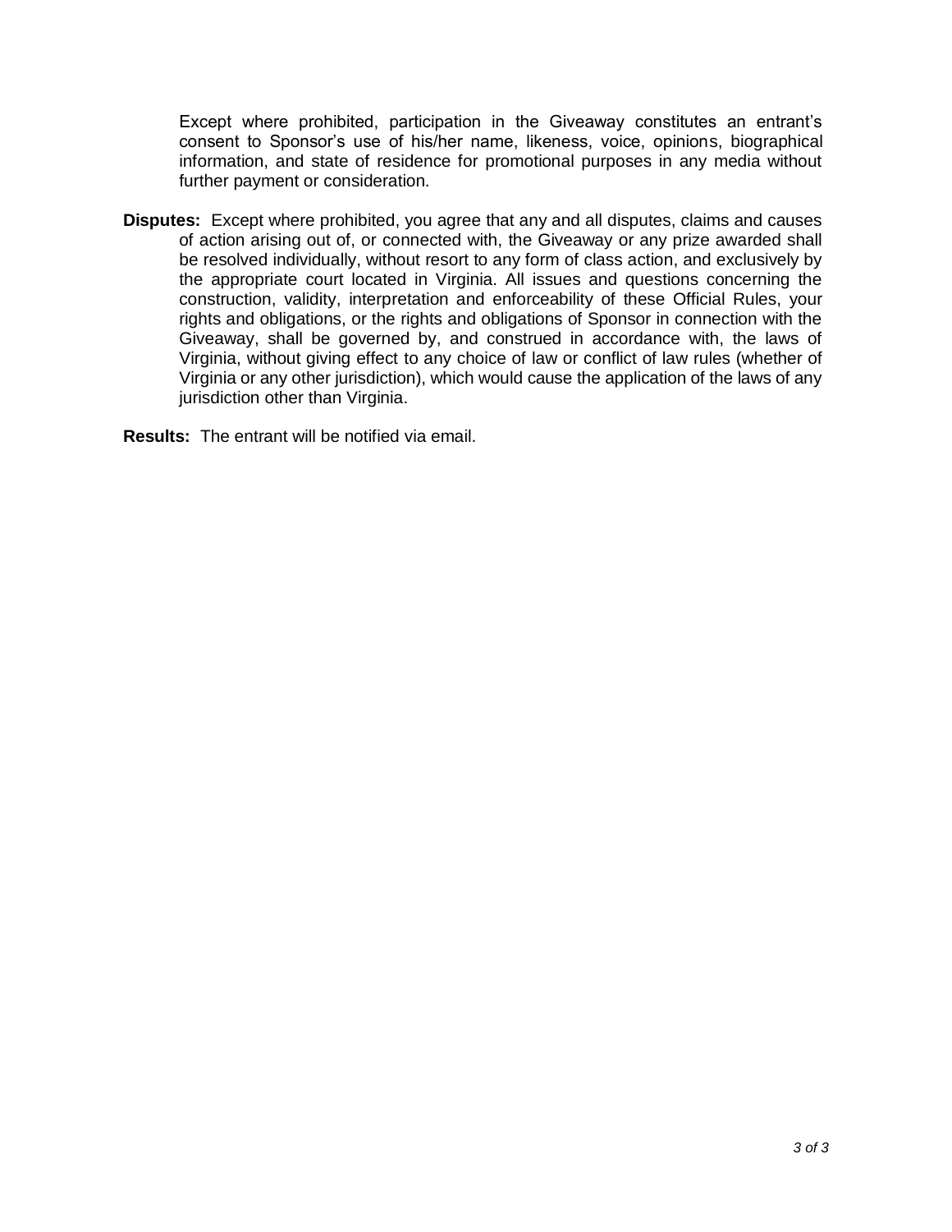Except where prohibited, participation in the Giveaway constitutes an entrant's consent to Sponsor's use of his/her name, likeness, voice, opinions, biographical information, and state of residence for promotional purposes in any media without further payment or consideration.

**Disputes:** Except where prohibited, you agree that any and all disputes, claims and causes of action arising out of, or connected with, the Giveaway or any prize awarded shall be resolved individually, without resort to any form of class action, and exclusively by the appropriate court located in Virginia. All issues and questions concerning the construction, validity, interpretation and enforceability of these Official Rules, your rights and obligations, or the rights and obligations of Sponsor in connection with the Giveaway, shall be governed by, and construed in accordance with, the laws of Virginia, without giving effect to any choice of law or conflict of law rules (whether of Virginia or any other jurisdiction), which would cause the application of the laws of any jurisdiction other than Virginia.

**Results:** The entrant will be notified via email.